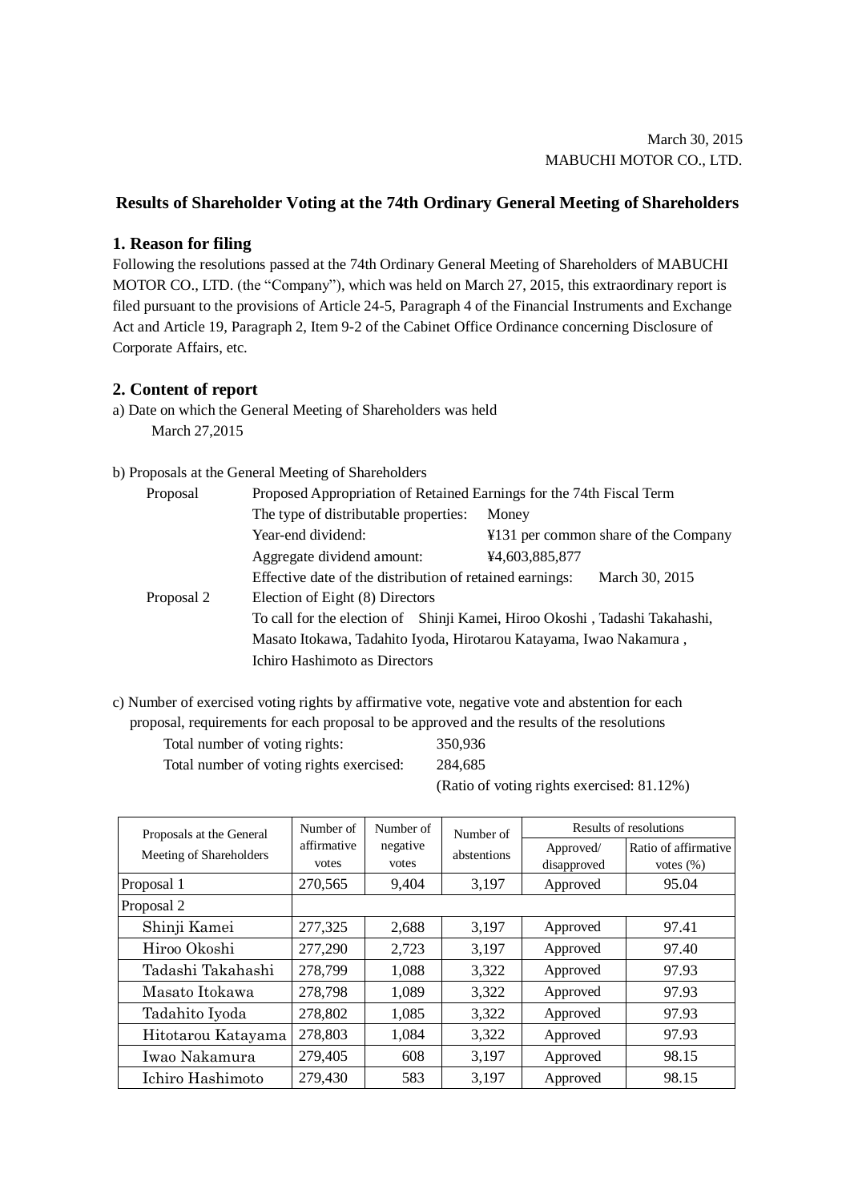March 30, 2015
MABUCHI MOTOR CO., LTD.

# Results of Shareholder Voting at the 74th Ordinary General Meeting of Shareholders

## 1. Reason for filing

Following the resolutions passed at the 74th Ordinary General Meeting of Shareholders of MABUCHI MOTOR CO., LTD. (the "Company"), which was held on March 27, 2015, this extraordinary report is filed pursuant to the provisions of Article 24-5, Paragraph 4 of the Financial Instruments and Exchange Act and Article 19, Paragraph 2, Item 9-2 of the Cabinet Office Ordinance concerning Disclosure of Corporate Affairs, etc.

## 2. Content of report

a) Date on which the General Meeting of Shareholders was held

March 27,2015

b) Proposals at the General Meeting of Shareholders

Proposal — Proposed Appropriation of Retained Earnings for the 74th Fiscal Term

- The type of distributable properties: Money
- Year-end dividend: ¥131 per common share of the Company
- Aggregate dividend amount: ¥4,603,885,877
- Effective date of the distribution of retained earnings: March 30, 2015

Proposal 2 — Election of Eight (8) Directors

To call for the election of Shinji Kamei, Hiroo Okoshi , Tadashi Takahashi, Masato Itokawa, Tadahito Iyoda, Hirotarou Katayama, Iwao Nakamura , Ichiro Hashimoto as Directors

c) Number of exercised voting rights by affirmative vote, negative vote and abstention for each proposal, requirements for each proposal to be approved and the results of the resolutions

Total number of voting rights: 350,936
Total number of voting rights exercised: 284,685
(Ratio of voting rights exercised: 81.12%)

| Proposals at the General Meeting of Shareholders | Number of affirmative votes | Number of negative votes | Number of abstentions | Results of resolutions | |
|---|---|---|---|---|---|
| | | | | Approved/ disapproved | Ratio of affirmative votes (%) |
| Proposal 1 | 270,565 | 9,404 | 3,197 | Approved | 95.04 |
| Proposal 2 | | | | | |
| Shinji Kamei | 277,325 | 2,688 | 3,197 | Approved | 97.41 |
| Hiroo Okoshi | 277,290 | 2,723 | 3,197 | Approved | 97.40 |
| Tadashi Takahashi | 278,799 | 1,088 | 3,322 | Approved | 97.93 |
| Masato Itokawa | 278,798 | 1,089 | 3,322 | Approved | 97.93 |
| Tadahito Iyoda | 278,802 | 1,085 | 3,322 | Approved | 97.93 |
| Hitotarou Katayama | 278,803 | 1,084 | 3,322 | Approved | 97.93 |
| Iwao Nakamura | 279,405 | 608 | 3,197 | Approved | 98.15 |
| Ichiro Hashimoto | 279,430 | 583 | 3,197 | Approved | 98.15 |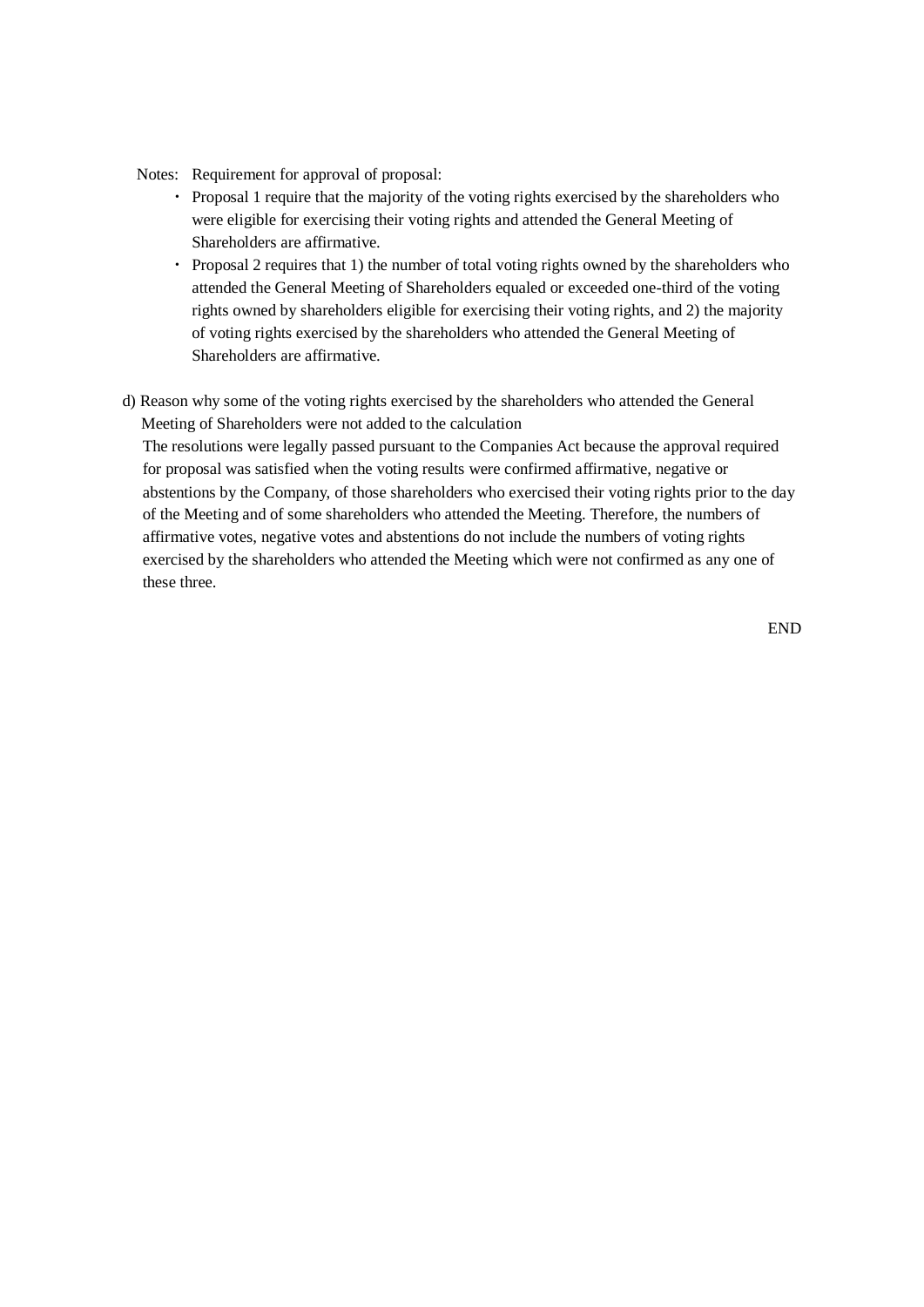Notes: Requirement for approval of proposal:

- Proposal 1 require that the majority of the voting rights exercised by the shareholders who were eligible for exercising their voting rights and attended the General Meeting of Shareholders are affirmative.
- Proposal 2 requires that 1) the number of total voting rights owned by the shareholders who attended the General Meeting of Shareholders equaled or exceeded one-third of the voting rights owned by shareholders eligible for exercising their voting rights, and 2) the majority of voting rights exercised by the shareholders who attended the General Meeting of Shareholders are affirmative.

d) Reason why some of the voting rights exercised by the shareholders who attended the General Meeting of Shareholders were not added to the calculation

The resolutions were legally passed pursuant to the Companies Act because the approval required for proposal was satisfied when the voting results were confirmed affirmative, negative or abstentions by the Company, of those shareholders who exercised their voting rights prior to the day of the Meeting and of some shareholders who attended the Meeting. Therefore, the numbers of affirmative votes, negative votes and abstentions do not include the numbers of voting rights exercised by the shareholders who attended the Meeting which were not confirmed as any one of these three.

END